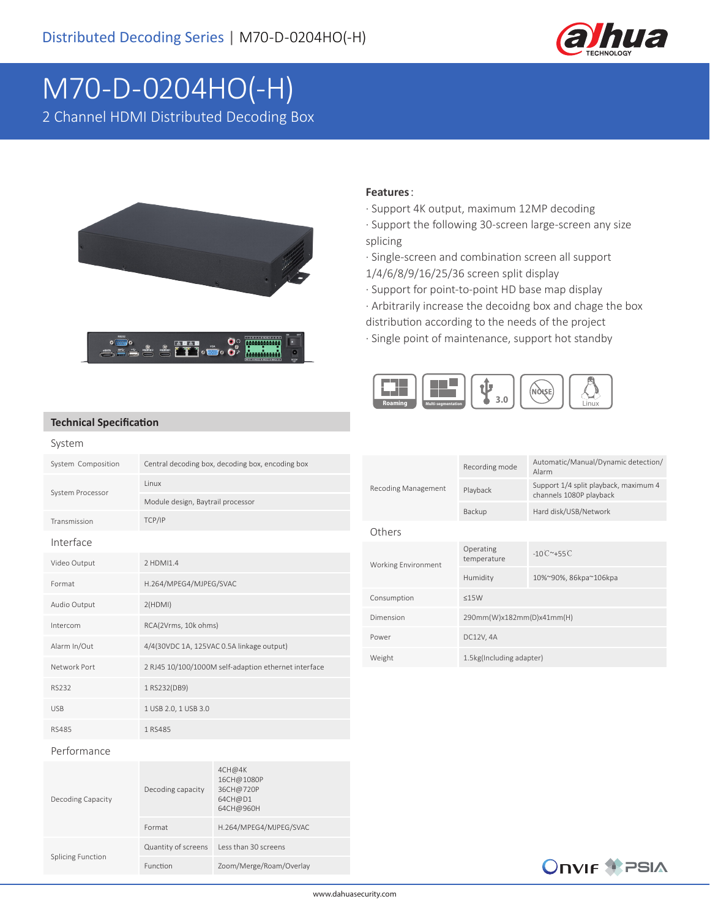Distributed Decoding Series | M70-D-0204HO(-H)

# M70-D-0204HO(-H)

2 Channel HDMI Distributed Decoding Box

**Features**:

· Support 4K output, maximum 12MP decoding

· Support the following 30-screen large-screen any size splicing

· Single-screen and combination screen all support 1/4/6/8/9/16/25/36 screen split display

· Support for point-to-point HD base map display

· Arbitrarily increase the decoidng box and chage the box distribution according to the needs of the project

· Single point of maintenance, support hot standby

## Technical Specification

### System

| | | |
|---|---|---|
| System Composition | Central decoding box, decoding box, encoding box | |
| System Processor | Linux | |
| | Module design, Baytrail processor | |
| Transmission | TCP/IP | |

### Interface

| | |
|---|---|
| Video Output | 2 HDMI1.4 |
| Format | H.264/MPEG4/MJPEG/SVAC |
| Audio Output | 2(HDMI) |
| Intercom | RCA(2Vrms, 10k ohms) |
| Alarm In/Out | 4/4(30VDC 1A, 125VAC 0.5A linkage output) |
| Network Port | 2 RJ45 10/100/1000M self-adaption ethernet interface |
| RS232 | 1 RS232(DB9) |
| USB | 1 USB 2.0, 1 USB 3.0 |
| RS485 | 1 RS485 |

### Performance

| | | |
|---|---|---|
| Decoding Capacity | Decoding capacity | 4CH@4K<br>16CH@1080P<br>36CH@720P<br>64CH@D1<br>64CH@960H |
| | Format | H.264/MPEG4/MJPEG/SVAC |
| Splicing Function | Quantity of screens | Less than 30 screens |
| | Function | Zoom/Merge/Roam/Overlay |

| | | |
|---|---|---|
| Recoding Management | Recording mode | Automatic/Manual/Dynamic detection/ Alarm |
| | Playback | Support 1/4 split playback, maximum 4 channels 1080P playback |
| | Backup | Hard disk/USB/Network |

### Others

| | | |
|---|---|---|
| Working Environment | Operating temperature | -10℃~+55℃ |
| | Humidity | 10%~90%, 86kpa~106kpa |
| Consumption | ≤15W | |
| Dimension | 290mm(W)x182mm(D)x41mm(H) | |
| Power | DC12V, 4A | |
| Weight | 1.5kg(Including adapter) | |

www.dahuasecurity.com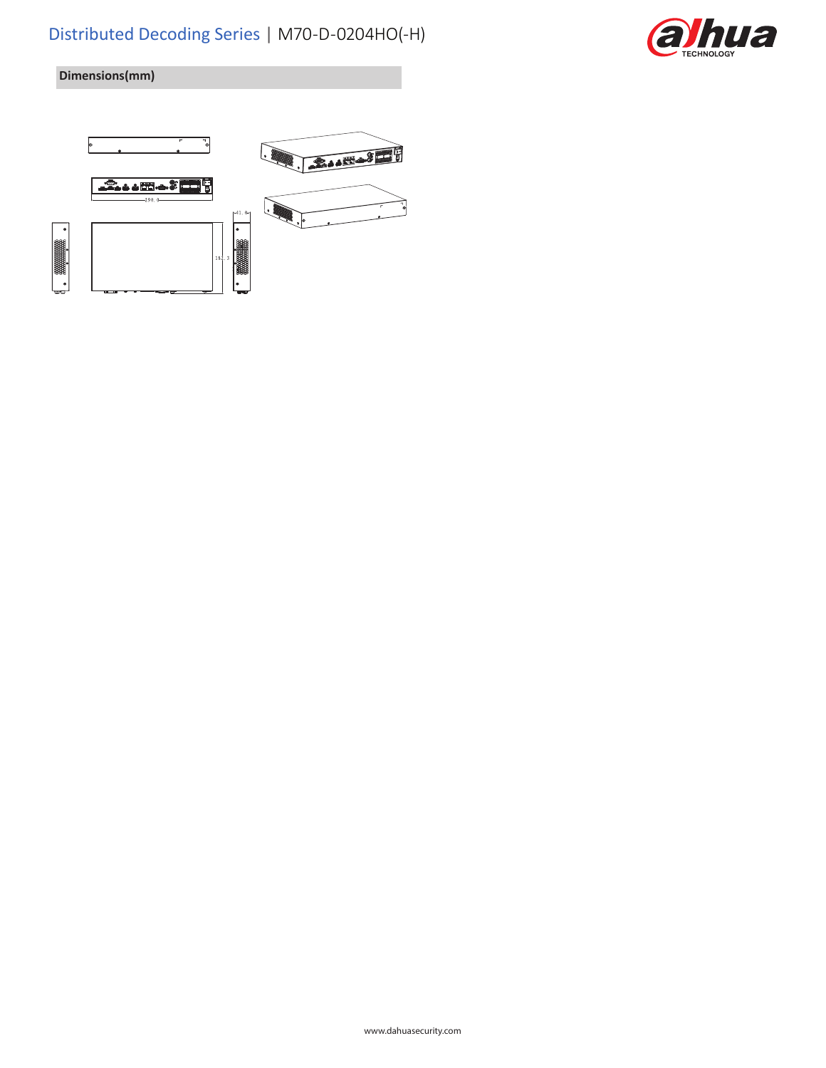## Dimensions(mm)

290.0

41.0

152.3